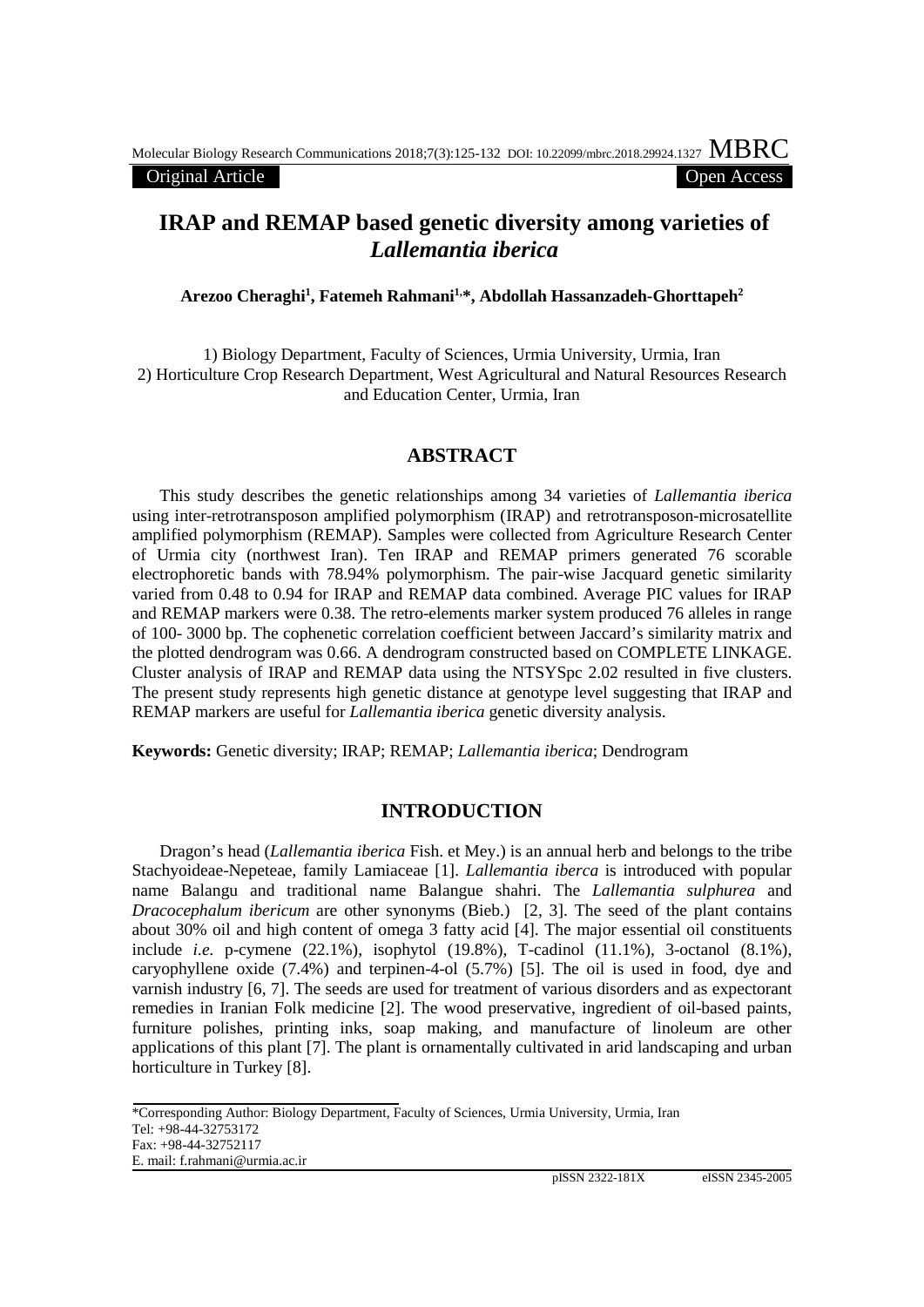Original Article | Open Access

# IRAP and REMAP based genetic diversity among varieties of *Lallemantia iberica*

**Arezoo Cheraghi[1], Fatemeh Rahmani[1,*], Abdollah Hassanzadeh-Ghorttapeh[2]**

1) Biology Department, Faculty of Sciences, Urmia University, Urmia, Iran
2) Horticulture Crop Research Department, West Agricultural and Natural Resources Research and Education Center, Urmia, Iran

## ABSTRACT

This study describes the genetic relationships among 34 varieties of *Lallemantia iberica* using inter-retrotransposon amplified polymorphism (IRAP) and retrotransposon-microsatellite amplified polymorphism (REMAP). Samples were collected from Agriculture Research Center of Urmia city (northwest Iran). Ten IRAP and REMAP primers generated 76 scorable electrophoretic bands with 78.94% polymorphism. The pair-wise Jacquard genetic similarity varied from 0.48 to 0.94 for IRAP and REMAP data combined. Average PIC values for IRAP and REMAP markers were 0.38. The retro-elements marker system produced 76 alleles in range of 100- 3000 bp. The cophenetic correlation coefficient between Jaccard's similarity matrix and the plotted dendrogram was 0.66. A dendrogram constructed based on COMPLETE LINKAGE. Cluster analysis of IRAP and REMAP data using the NTSYSpc 2.02 resulted in five clusters. The present study represents high genetic distance at genotype level suggesting that IRAP and REMAP markers are useful for *Lallemantia iberica* genetic diversity analysis.

**Keywords:** Genetic diversity; IRAP; REMAP; *Lallemantia iberica*; Dendrogram

## INTRODUCTION

Dragon's head (*Lallemantia iberica* Fish. et Mey.) is an annual herb and belongs to the tribe Stachyoideae-Nepeteae, family Lamiaceae [1]. *Lallemantia iberca* is introduced with popular name Balangu and traditional name Balangue shahri. The *Lallemantia sulphurea* and *Dracocephalum ibericum* are other synonyms (Bieb.) [2, 3]. The seed of the plant contains about 30% oil and high content of omega 3 fatty acid [4]. The major essential oil constituents include *i.e.* p-cymene (22.1%), isophytol (19.8%), T-cadinol (11.1%), 3-octanol (8.1%), caryophyllene oxide (7.4%) and terpinen-4-ol (5.7%) [5]. The oil is used in food, dye and varnish industry [6, 7]. The seeds are used for treatment of various disorders and as expectorant remedies in Iranian Folk medicine [2]. The wood preservative, ingredient of oil-based paints, furniture polishes, printing inks, soap making, and manufacture of linoleum are other applications of this plant [7]. The plant is ornamentally cultivated in arid landscaping and urban horticulture in Turkey [8].

*Corresponding Author: Biology Department, Faculty of Sciences, Urmia University, Urmia, Iran
Tel: +98-44-32753172
Fax: +98-44-32752117
E. mail: f.rahmani@urmia.ac.ir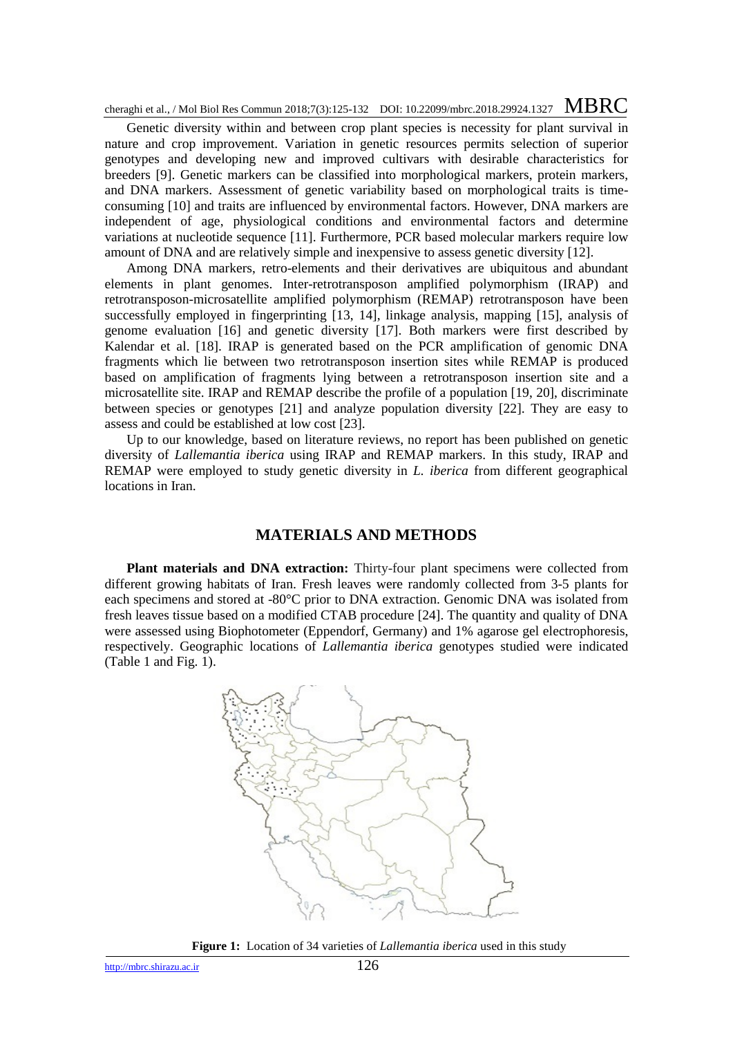Genetic diversity within and between crop plant species is necessity for plant survival in nature and crop improvement. Variation in genetic resources permits selection of superior genotypes and developing new and improved cultivars with desirable characteristics for breeders [9]. Genetic markers can be classified into morphological markers, protein markers, and DNA markers. Assessment of genetic variability based on morphological traits is time-consuming [10] and traits are influenced by environmental factors. However, DNA markers are independent of age, physiological conditions and environmental factors and determine variations at nucleotide sequence [11]. Furthermore, PCR based molecular markers require low amount of DNA and are relatively simple and inexpensive to assess genetic diversity [12].

Among DNA markers, retro-elements and their derivatives are ubiquitous and abundant elements in plant genomes. Inter-retrotransposon amplified polymorphism (IRAP) and retrotransposon-microsatellite amplified polymorphism (REMAP) retrotransposon have been successfully employed in fingerprinting [13, 14], linkage analysis, mapping [15], analysis of genome evaluation [16] and genetic diversity [17]. Both markers were first described by Kalendar et al. [18]. IRAP is generated based on the PCR amplification of genomic DNA fragments which lie between two retrotransposon insertion sites while REMAP is produced based on amplification of fragments lying between a retrotransposon insertion site and a microsatellite site. IRAP and REMAP describe the profile of a population [19, 20], discriminate between species or genotypes [21] and analyze population diversity [22]. They are easy to assess and could be established at low cost [23].

Up to our knowledge, based on literature reviews, no report has been published on genetic diversity of *Lallemantia iberica* using IRAP and REMAP markers. In this study, IRAP and REMAP were employed to study genetic diversity in *L. iberica* from different geographical locations in Iran.

## MATERIALS AND METHODS

**Plant materials and DNA extraction:** Thirty-four plant specimens were collected from different growing habitats of Iran. Fresh leaves were randomly collected from 3-5 plants for each specimens and stored at -80°C prior to DNA extraction. Genomic DNA was isolated from fresh leaves tissue based on a modified CTAB procedure [24]. The quantity and quality of DNA were assessed using Biophotometer (Eppendorf, Germany) and 1% agarose gel electrophoresis, respectively. Geographic locations of *Lallemantia iberica* genotypes studied were indicated (Table 1 and Fig. 1).

**Figure 1:** Location of 34 varieties of *Lallemantia iberica* used in this study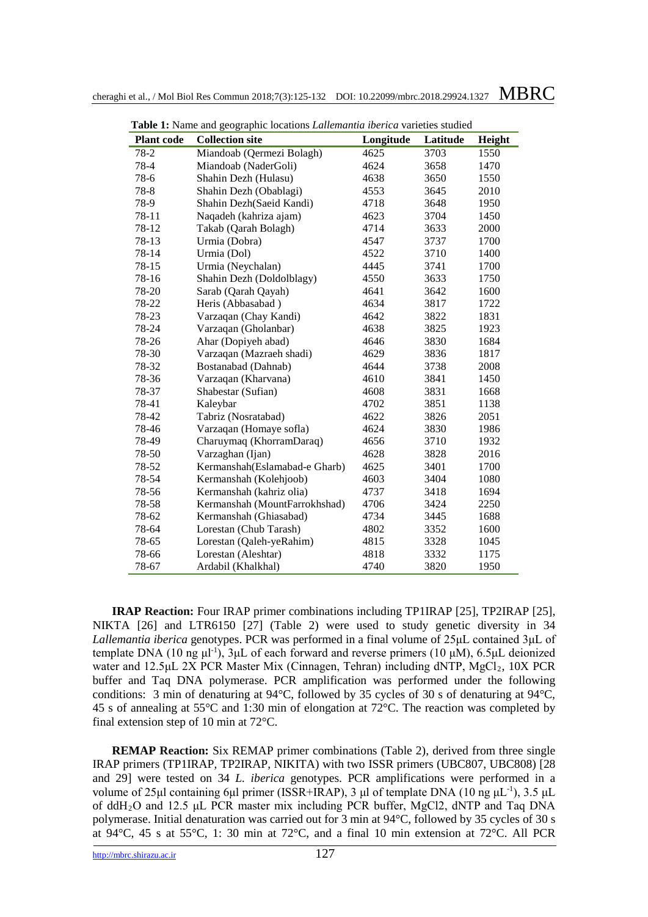**Table 1:** Name and geographic locations *Lallemantia iberica* varieties studied

| Plant code | Collection site | Longitude | Latitude | Height |
|---|---|---|---|---|
| 78-2 | Miandoab (Qermezi Bolagh) | 4625 | 3703 | 1550 |
| 78-4 | Miandoab (NaderGoli) | 4624 | 3658 | 1470 |
| 78-6 | Shahin Dezh (Hulasu) | 4638 | 3650 | 1550 |
| 78-8 | Shahin Dezh (Obablagi) | 4553 | 3645 | 2010 |
| 78-9 | Shahin Dezh(Saeid Kandi) | 4718 | 3648 | 1950 |
| 78-11 | Naqadeh (kahriza ajam) | 4623 | 3704 | 1450 |
| 78-12 | Takab (Qarah Bolagh) | 4714 | 3633 | 2000 |
| 78-13 | Urmia (Dobra) | 4547 | 3737 | 1700 |
| 78-14 | Urmia (Dol) | 4522 | 3710 | 1400 |
| 78-15 | Urmia (Neychalan) | 4445 | 3741 | 1700 |
| 78-16 | Shahin Dezh (Doldolblagy) | 4550 | 3633 | 1750 |
| 78-20 | Sarab (Qarah Qayah) | 4641 | 3642 | 1600 |
| 78-22 | Heris (Abbasabad ) | 4634 | 3817 | 1722 |
| 78-23 | Varzaqan (Chay Kandi) | 4642 | 3822 | 1831 |
| 78-24 | Varzaqan (Gholanbar) | 4638 | 3825 | 1923 |
| 78-26 | Ahar (Dopiyeh abad) | 4646 | 3830 | 1684 |
| 78-30 | Varzaqan (Mazraeh shadi) | 4629 | 3836 | 1817 |
| 78-32 | Bostanabad (Dahnab) | 4644 | 3738 | 2008 |
| 78-36 | Varzaqan (Kharvana) | 4610 | 3841 | 1450 |
| 78-37 | Shabestar (Sufian) | 4608 | 3831 | 1668 |
| 78-41 | Kaleybar | 4702 | 3851 | 1138 |
| 78-42 | Tabriz (Nosratabad) | 4622 | 3826 | 2051 |
| 78-46 | Varzaqan (Homaye sofla) | 4624 | 3830 | 1986 |
| 78-49 | Charuymaq (KhorramDaraq) | 4656 | 3710 | 1932 |
| 78-50 | Varzaghan (Ijan) | 4628 | 3828 | 2016 |
| 78-52 | Kermanshah(Eslamabad-e Gharb) | 4625 | 3401 | 1700 |
| 78-54 | Kermanshah (Kolehjoob) | 4603 | 3404 | 1080 |
| 78-56 | Kermanshah (kahriz olia) | 4737 | 3418 | 1694 |
| 78-58 | Kermanshah (MountFarrokhshad) | 4706 | 3424 | 2250 |
| 78-62 | Kermanshah (Ghiasabad) | 4734 | 3445 | 1688 |
| 78-64 | Lorestan (Chub Tarash) | 4802 | 3352 | 1600 |
| 78-65 | Lorestan (Qaleh-yeRahim) | 4815 | 3328 | 1045 |
| 78-66 | Lorestan (Aleshtar) | 4818 | 3332 | 1175 |
| 78-67 | Ardabil (Khalkhal) | 4740 | 3820 | 1950 |

**IRAP Reaction:** Four IRAP primer combinations including TP1IRAP [25], TP2IRAP [25], NIKTA [26] and LTR6150 [27] (Table 2) were used to study genetic diversity in 34 *Lallemantia iberica* genotypes. PCR was performed in a final volume of 25μL contained 3μL of template DNA (10 ng $\mu l^{-1}$), 3μL of each forward and reverse primers (10 μM), 6.5μL deionized water and 12.5μL 2X PCR Master Mix (Cinnagen, Tehran) including dNTP, $MgCl_2$, 10X PCR buffer and Taq DNA polymerase. PCR amplification was performed under the following conditions: 3 min of denaturing at 94°C, followed by 35 cycles of 30 s of denaturing at 94°C, 45 s of annealing at 55°C and 1:30 min of elongation at 72°C. The reaction was completed by final extension step of 10 min at 72°C.

**REMAP Reaction:** Six REMAP primer combinations (Table 2), derived from three single IRAP primers (TP1IRAP, TP2IRAP, NIKITA) with two ISSR primers (UBC807, UBC808) [28 and 29] were tested on 34 *L. iberica* genotypes. PCR amplifications were performed in a volume of 25μl containing 6μl primer (ISSR+IRAP), 3 μl of template DNA (10 ng $\mu L^{-1}$), 3.5 μL of $ddH_2O$ and 12.5 μL PCR master mix including PCR buffer, MgCl2, dNTP and Taq DNA polymerase. Initial denaturation was carried out for 3 min at 94°C, followed by 35 cycles of 30 s at 94°C, 45 s at 55°C, 1: 30 min at 72°C, and a final 10 min extension at 72°C. All PCR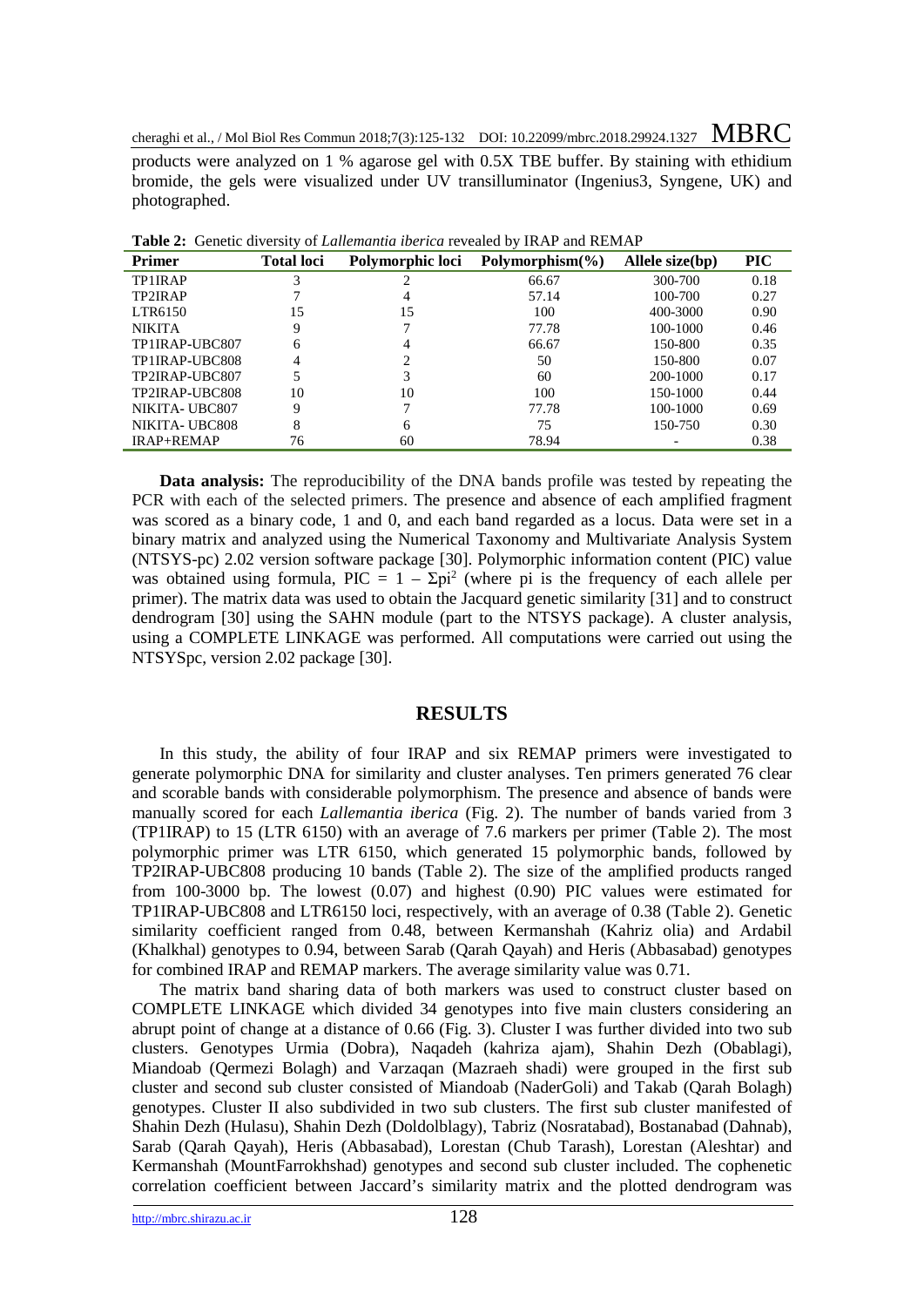products were analyzed on 1 % agarose gel with 0.5X TBE buffer. By staining with ethidium bromide, the gels were visualized under UV transilluminator (Ingenius3, Syngene, UK) and photographed.

**Table 2:** Genetic diversity of *Lallemantia iberica* revealed by IRAP and REMAP

| Primer | Total loci | Polymorphic loci | Polymorphism(%) | Allele size(bp) | PIC |
|---|---|---|---|---|---|
| TP1IRAP | 3 | 2 | 66.67 | 300-700 | 0.18 |
| TP2IRAP | 7 | 4 | 57.14 | 100-700 | 0.27 |
| LTR6150 | 15 | 15 | 100 | 400-3000 | 0.90 |
| NIKITA | 9 | 7 | 77.78 | 100-1000 | 0.46 |
| TP1IRAP-UBC807 | 6 | 4 | 66.67 | 150-800 | 0.35 |
| TP1IRAP-UBC808 | 4 | 2 | 50 | 150-800 | 0.07 |
| TP2IRAP-UBC807 | 5 | 3 | 60 | 200-1000 | 0.17 |
| TP2IRAP-UBC808 | 10 | 10 | 100 | 150-1000 | 0.44 |
| NIKITA- UBC807 | 9 | 7 | 77.78 | 100-1000 | 0.69 |
| NIKITA- UBC808 | 8 | 6 | 75 | 150-750 | 0.30 |
| IRAP+REMAP | 76 | 60 | 78.94 | - | 0.38 |

**Data analysis:** The reproducibility of the DNA bands profile was tested by repeating the PCR with each of the selected primers. The presence and absence of each amplified fragment was scored as a binary code, 1 and 0, and each band regarded as a locus. Data were set in a binary matrix and analyzed using the Numerical Taxonomy and Multivariate Analysis System (NTSYS-pc) 2.02 version software package [30]. Polymorphic information content (PIC) value was obtained using formula, $PIC = 1 - \Sigma pi^2$ (where pi is the frequency of each allele per primer). The matrix data was used to obtain the Jacquard genetic similarity [31] and to construct dendrogram [30] using the SAHN module (part to the NTSYS package). A cluster analysis, using a COMPLETE LINKAGE was performed. All computations were carried out using the NTSYSpc, version 2.02 package [30].

## RESULTS

In this study, the ability of four IRAP and six REMAP primers were investigated to generate polymorphic DNA for similarity and cluster analyses. Ten primers generated 76 clear and scorable bands with considerable polymorphism. The presence and absence of bands were manually scored for each *Lallemantia iberica* (Fig. 2). The number of bands varied from 3 (TP1IRAP) to 15 (LTR 6150) with an average of 7.6 markers per primer (Table 2). The most polymorphic primer was LTR 6150, which generated 15 polymorphic bands, followed by TP2IRAP-UBC808 producing 10 bands (Table 2). The size of the amplified products ranged from 100-3000 bp. The lowest (0.07) and highest (0.90) PIC values were estimated for TP1IRAP-UBC808 and LTR6150 loci, respectively, with an average of 0.38 (Table 2). Genetic similarity coefficient ranged from 0.48, between Kermanshah (Kahriz olia) and Ardabil (Khalkhal) genotypes to 0.94, between Sarab (Qarah Qayah) and Heris (Abbasabad) genotypes for combined IRAP and REMAP markers. The average similarity value was 0.71.

The matrix band sharing data of both markers was used to construct cluster based on COMPLETE LINKAGE which divided 34 genotypes into five main clusters considering an abrupt point of change at a distance of 0.66 (Fig. 3). Cluster I was further divided into two sub clusters. Genotypes Urmia (Dobra), Naqadeh (kahriza ajam), Shahin Dezh (Obablagi), Miandoab (Qermezi Bolagh) and Varzaqan (Mazraeh shadi) were grouped in the first sub cluster and second sub cluster consisted of Miandoab (NaderGoli) and Takab (Qarah Bolagh) genotypes. Cluster II also subdivided in two sub clusters. The first sub cluster manifested of Shahin Dezh (Hulasu), Shahin Dezh (Doldolblagy), Tabriz (Nosratabad), Bostanabad (Dahnab), Sarab (Qarah Qayah), Heris (Abbasabad), Lorestan (Chub Tarash), Lorestan (Aleshtar) and Kermanshah (MountFarrokhshad) genotypes and second sub cluster included. The cophenetic correlation coefficient between Jaccard's similarity matrix and the plotted dendrogram was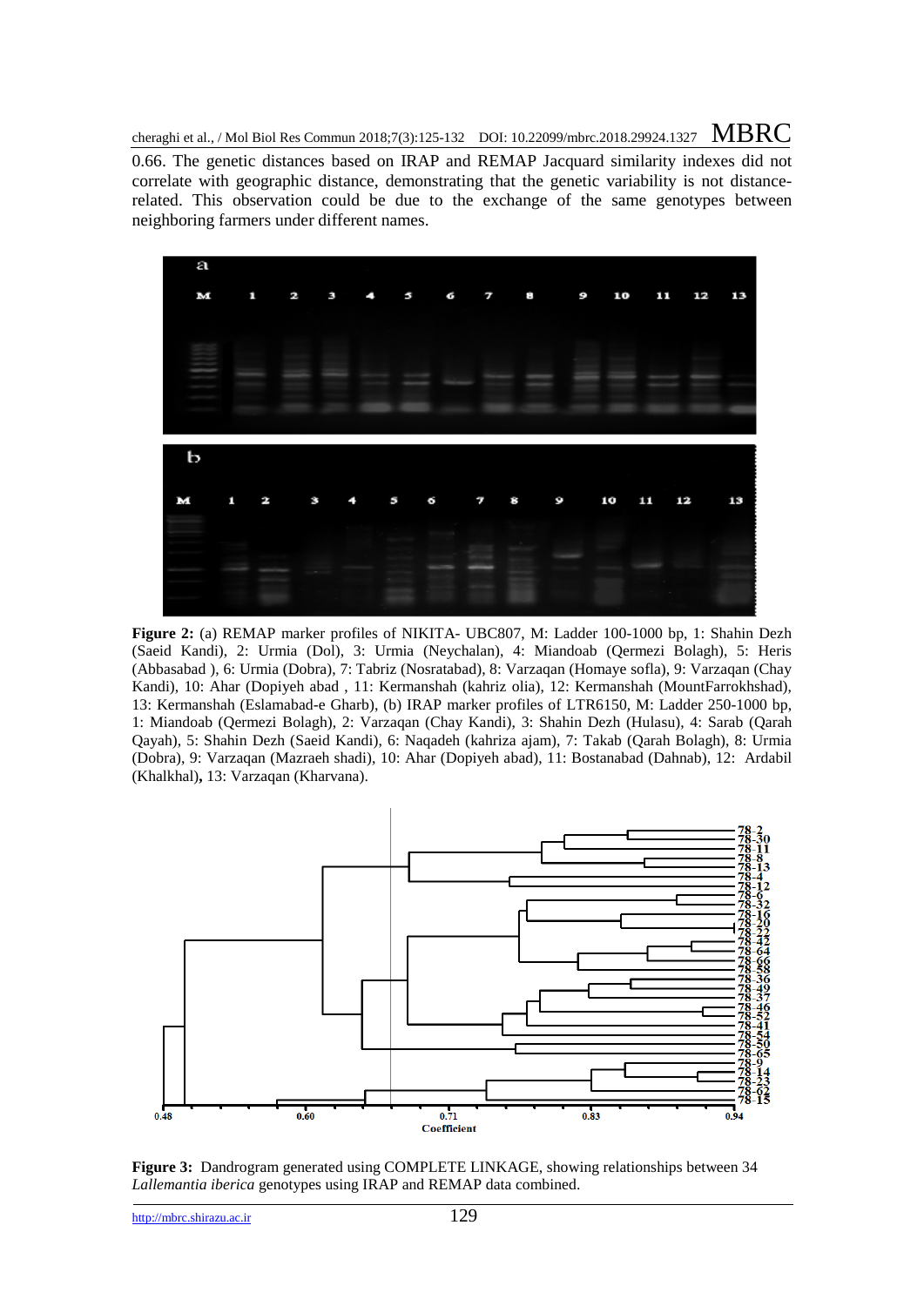0.66. The genetic distances based on IRAP and REMAP Jacquard similarity indexes did not correlate with geographic distance, demonstrating that the genetic variability is not distance-related. This observation could be due to the exchange of the same genotypes between neighboring farmers under different names.

**Figure 2:** (a) REMAP marker profiles of NIKITA- UBC807, M: Ladder 100-1000 bp, 1: Shahin Dezh (Saeid Kandi), 2: Urmia (Dol), 3: Urmia (Neychalan), 4: Miandoab (Qermezi Bolagh), 5: Heris (Abbasabad ), 6: Urmia (Dobra), 7: Tabriz (Nosratabad), 8: Varzaqan (Homaye sofla), 9: Varzaqan (Chay Kandi), 10: Ahar (Dopiyeh abad , 11: Kermanshah (kahriz olia), 12: Kermanshah (MountFarrokhshad), 13: Kermanshah (Eslamabad-e Gharb), (b) IRAP marker profiles of LTR6150, M: Ladder 250-1000 bp, 1: Miandoab (Qermezi Bolagh), 2: Varzaqan (Chay Kandi), 3: Shahin Dezh (Hulasu), 4: Sarab (Qarah Qayah), 5: Shahin Dezh (Saeid Kandi), 6: Naqadeh (kahriza ajam), 7: Takab (Qarah Bolagh), 8: Urmia (Dobra), 9: Varzaqan (Mazraeh shadi), 10: Ahar (Dopiyeh abad), 11: Bostanabad (Dahnab), 12: Ardabil (Khalkhal)**,** 13: Varzaqan (Kharvana).

**Figure 3:** Dandrogram generated using COMPLETE LINKAGE, showing relationships between 34 *Lallemantia iberica* genotypes using IRAP and REMAP data combined.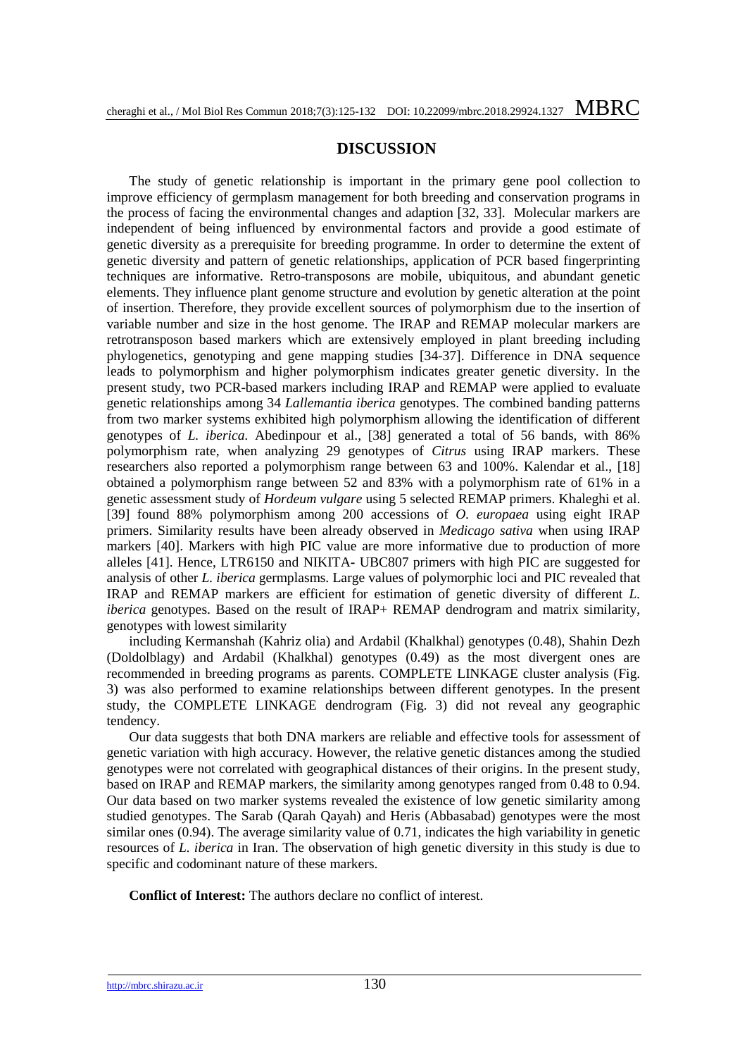## DISCUSSION

The study of genetic relationship is important in the primary gene pool collection to improve efficiency of germplasm management for both breeding and conservation programs in the process of facing the environmental changes and adaption [32, 33]. Molecular markers are independent of being influenced by environmental factors and provide a good estimate of genetic diversity as a prerequisite for breeding programme. In order to determine the extent of genetic diversity and pattern of genetic relationships, application of PCR based fingerprinting techniques are informative. Retro-transposons are mobile, ubiquitous, and abundant genetic elements. They influence plant genome structure and evolution by genetic alteration at the point of insertion. Therefore, they provide excellent sources of polymorphism due to the insertion of variable number and size in the host genome. The IRAP and REMAP molecular markers are retrotransposon based markers which are extensively employed in plant breeding including phylogenetics, genotyping and gene mapping studies [34-37]. Difference in DNA sequence leads to polymorphism and higher polymorphism indicates greater genetic diversity. In the present study, two PCR-based markers including IRAP and REMAP were applied to evaluate genetic relationships among 34 *Lallemantia iberica* genotypes. The combined banding patterns from two marker systems exhibited high polymorphism allowing the identification of different genotypes of *L. iberica*. Abedinpour et al., [38] generated a total of 56 bands, with 86% polymorphism rate, when analyzing 29 genotypes of *Citrus* using IRAP markers. These researchers also reported a polymorphism range between 63 and 100%. Kalendar et al., [18] obtained a polymorphism range between 52 and 83% with a polymorphism rate of 61% in a genetic assessment study of *Hordeum vulgare* using 5 selected REMAP primers. Khaleghi et al. [39] found 88% polymorphism among 200 accessions of *O. europaea* using eight IRAP primers. Similarity results have been already observed in *Medicago sativa* when using IRAP markers [40]. Markers with high PIC value are more informative due to production of more alleles [41]. Hence, LTR6150 and NIKITA- UBC807 primers with high PIC are suggested for analysis of other *L. iberica* germplasms. Large values of polymorphic loci and PIC revealed that IRAP and REMAP markers are efficient for estimation of genetic diversity of different *L. iberica* genotypes. Based on the result of IRAP+ REMAP dendrogram and matrix similarity, genotypes with lowest similarity including Kermanshah (Kahriz olia) and Ardabil (Khalkhal) genotypes (0.48), Shahin Dezh (Doldolblagy) and Ardabil (Khalkhal) genotypes (0.49) as the most divergent ones are recommended in breeding programs as parents. COMPLETE LINKAGE cluster analysis (Fig. 3) was also performed to examine relationships between different genotypes. In the present study, the COMPLETE LINKAGE dendrogram (Fig. 3) did not reveal any geographic tendency.

Our data suggests that both DNA markers are reliable and effective tools for assessment of genetic variation with high accuracy. However, the relative genetic distances among the studied genotypes were not correlated with geographical distances of their origins. In the present study, based on IRAP and REMAP markers, the similarity among genotypes ranged from 0.48 to 0.94. Our data based on two marker systems revealed the existence of low genetic similarity among studied genotypes. The Sarab (Qarah Qayah) and Heris (Abbasabad) genotypes were the most similar ones (0.94). The average similarity value of 0.71, indicates the high variability in genetic resources of *L. iberica* in Iran. The observation of high genetic diversity in this study is due to specific and codominant nature of these markers.

**Conflict of Interest:** The authors declare no conflict of interest.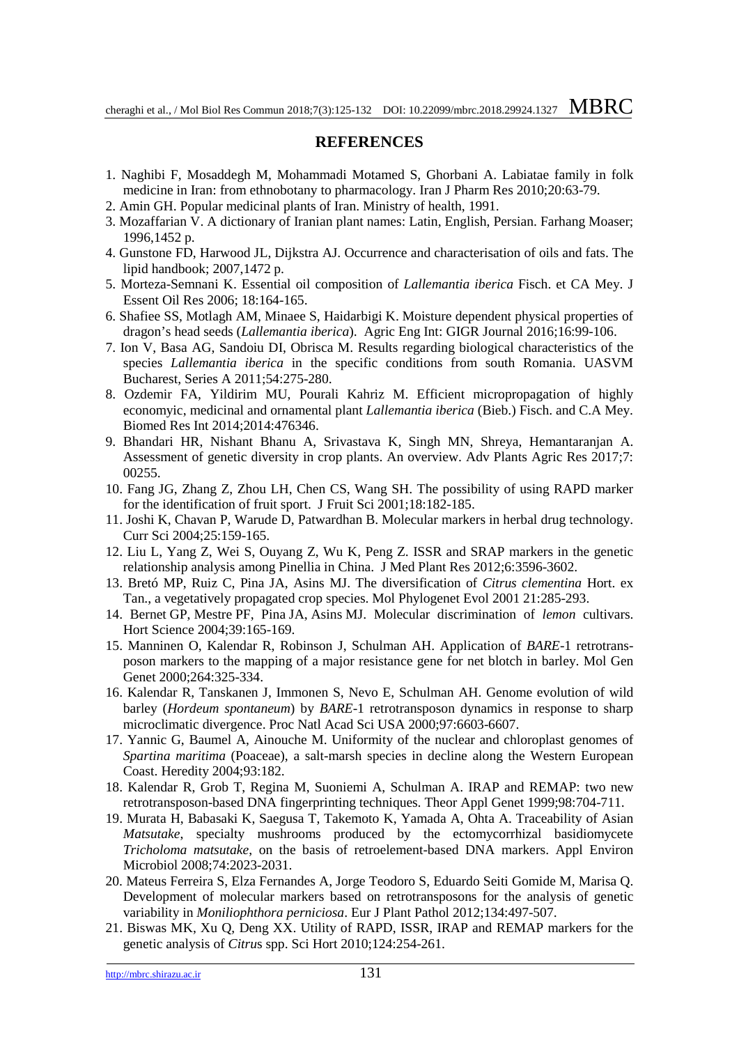## REFERENCES

1. Naghibi F, Mosaddegh M, Mohammadi Motamed S, Ghorbani A. Labiatae family in folk medicine in Iran: from ethnobotany to pharmacology. Iran J Pharm Res 2010;20:63-79.
2. Amin GH. Popular medicinal plants of Iran. Ministry of health, 1991.
3. Mozaffarian V. A dictionary of Iranian plant names: Latin, English, Persian. Farhang Moaser; 1996,1452 p.
4. Gunstone FD, Harwood JL, Dijkstra AJ. Occurrence and characterisation of oils and fats. The lipid handbook; 2007,1472 p.
5. Morteza-Semnani K. Essential oil composition of *Lallemantia iberica* Fisch. et CA Mey. J Essent Oil Res 2006; 18:164-165.
6. Shafiee SS, Motlagh AM, Minaee S, Haidarbigi K. Moisture dependent physical properties of dragon's head seeds (*Lallemantia iberica*). Agric Eng Int: GIGR Journal 2016;16:99-106.
7. Ion V, Basa AG, Sandoiu DI, Obrisca M. Results regarding biological characteristics of the species *Lallemantia iberica* in the specific conditions from south Romania. UASVM Bucharest, Series A 2011;54:275-280.
8. Ozdemir FA, Yildirim MU, Pourali Kahriz M. Efficient micropropagation of highly economyic, medicinal and ornamental plant *Lallemantia iberica* (Bieb.) Fisch. and C.A Mey. Biomed Res Int 2014;2014:476346.
9. Bhandari HR, Nishant Bhanu A, Srivastava K, Singh MN, Shreya, Hemantaranjan A. Assessment of genetic diversity in crop plants. An overview. Adv Plants Agric Res 2017;7: 00255.
10. Fang JG, Zhang Z, Zhou LH, Chen CS, Wang SH. The possibility of using RAPD marker for the identification of fruit sport. J Fruit Sci 2001;18:182-185.
11. Joshi K, Chavan P, Warude D, Patwardhan B. Molecular markers in herbal drug technology. Curr Sci 2004;25:159-165.
12. Liu L, Yang Z, Wei S, Ouyang Z, Wu K, Peng Z. ISSR and SRAP markers in the genetic relationship analysis among Pinellia in China. J Med Plant Res 2012;6:3596-3602.
13. Bretó MP, Ruiz C, Pina JA, Asins MJ. The diversification of *Citrus clementina* Hort. ex Tan., a vegetatively propagated crop species. Mol Phylogenet Evol 2001 21:285-293.
14. Bernet GP, Mestre PF, Pina JA, Asins MJ. Molecular discrimination of *lemon* cultivars. Hort Science 2004;39:165-169.
15. Manninen O, Kalendar R, Robinson J, Schulman AH. Application of *BARE*-1 retrotransposon markers to the mapping of a major resistance gene for net blotch in barley. Mol Gen Genet 2000;264:325-334.
16. Kalendar R, Tanskanen J, Immonen S, Nevo E, Schulman AH. Genome evolution of wild barley (*Hordeum spontaneum*) by *BARE*-1 retrotransposon dynamics in response to sharp microclimatic divergence. Proc Natl Acad Sci USA 2000;97:6603-6607.
17. Yannic G, Baumel A, Ainouche M. Uniformity of the nuclear and chloroplast genomes of *Spartina maritima* (Poaceae), a salt-marsh species in decline along the Western European Coast. Heredity 2004;93:182.
18. Kalendar R, Grob T, Regina M, Suoniemi A, Schulman A. IRAP and REMAP: two new retrotransposon-based DNA fingerprinting techniques. Theor Appl Genet 1999;98:704-711.
19. Murata H, Babasaki K, Saegusa T, Takemoto K, Yamada A, Ohta A. Traceability of Asian *Matsutake*, specialty mushrooms produced by the ectomycorrhizal basidiomycete *Tricholoma matsutake*, on the basis of retroelement-based DNA markers. Appl Environ Microbiol 2008;74:2023-2031.
20. Mateus Ferreira S, Elza Fernandes A, Jorge Teodoro S, Eduardo Seiti Gomide M, Marisa Q. Development of molecular markers based on retrotransposons for the analysis of genetic variability in *Moniliophthora perniciosa*. Eur J Plant Pathol 2012;134:497-507.
21. Biswas MK, Xu Q, Deng XX. Utility of RAPD, ISSR, IRAP and REMAP markers for the genetic analysis of *Citrus* spp. Sci Hort 2010;124:254-261.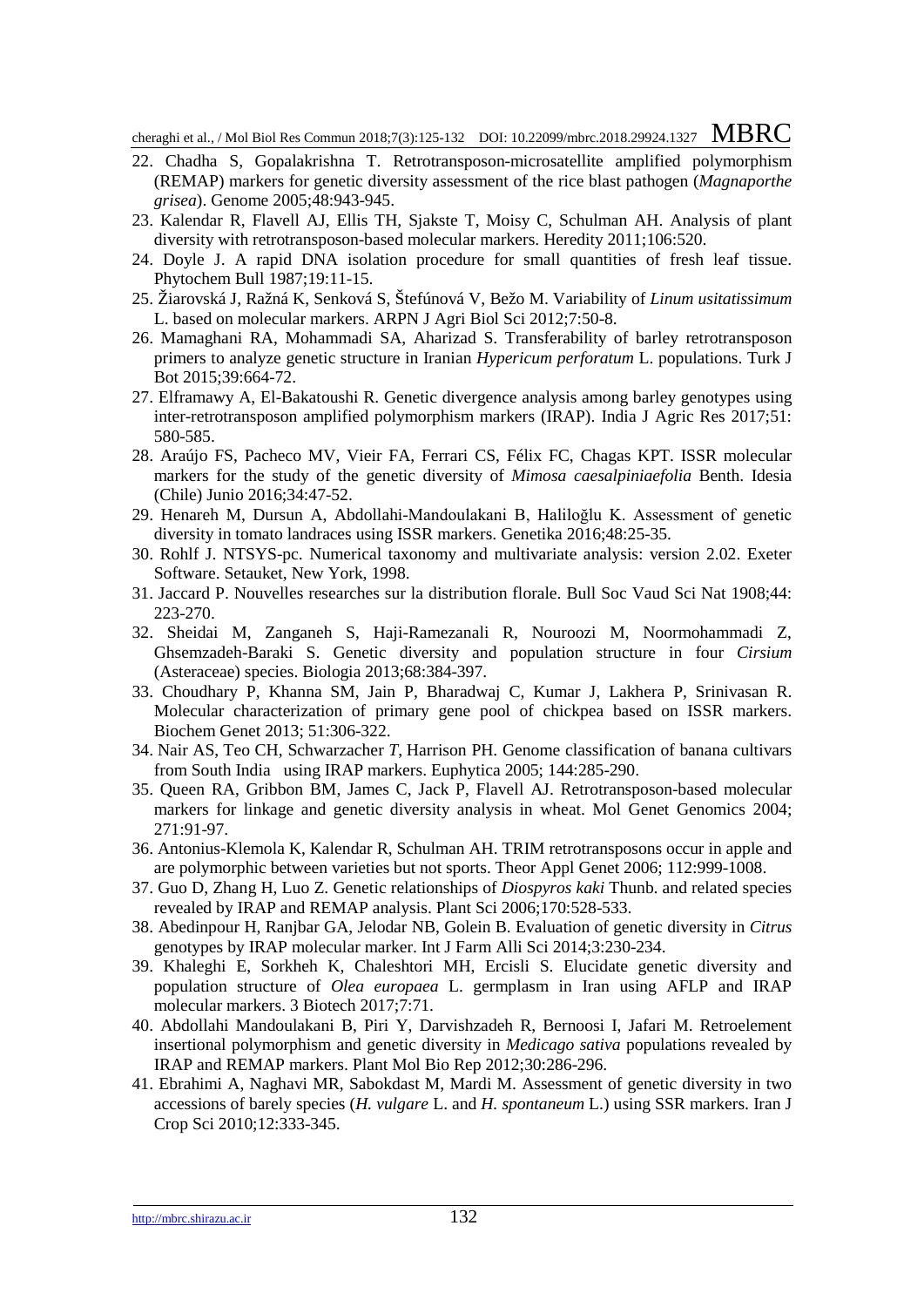22. Chadha S, Gopalakrishna T. Retrotransposon-microsatellite amplified polymorphism (REMAP) markers for genetic diversity assessment of the rice blast pathogen (*Magnaporthe grisea*). Genome 2005;48:943-945.
23. Kalendar R, Flavell AJ, Ellis TH, Sjakste T, Moisy C, Schulman AH. Analysis of plant diversity with retrotransposon-based molecular markers. Heredity 2011;106:520.
24. Doyle J. A rapid DNA isolation procedure for small quantities of fresh leaf tissue. Phytochem Bull 1987;19:11-15.
25. Žiarovská J, Ražná K, Senková S, Štefúnová V, Bežo M. Variability of *Linum usitatissimum* L. based on molecular markers. ARPN J Agri Biol Sci 2012;7:50-8.
26. Mamaghani RA, Mohammadi SA, Aharizad S. Transferability of barley retrotransposon primers to analyze genetic structure in Iranian *Hypericum perforatum* L. populations. Turk J Bot 2015;39:664-72.
27. Elframawy A, El-Bakatoushi R. Genetic divergence analysis among barley genotypes using inter-retrotransposon amplified polymorphism markers (IRAP). India J Agric Res 2017;51: 580-585.
28. Araújo FS, Pacheco MV, Vieir FA, Ferrari CS, Félix FC, Chagas KPT. ISSR molecular markers for the study of the genetic diversity of *Mimosa caesalpiniaefolia* Benth. Idesia (Chile) Junio 2016;34:47-52.
29. Henareh M, Dursun A, Abdollahi-Mandoulakani B, Haliloğlu K. Assessment of genetic diversity in tomato landraces using ISSR markers. Genetika 2016;48:25-35.
30. Rohlf J. NTSYS-pc. Numerical taxonomy and multivariate analysis: version 2.02. Exeter Software. Setauket, New York, 1998.
31. Jaccard P. Nouvelles researches sur la distribution florale. Bull Soc Vaud Sci Nat 1908;44: 223-270.
32. Sheidai M, Zanganeh S, Haji-Ramezanali R, Nouroozi M, Noormohammadi Z, Ghsemzadeh-Baraki S. Genetic diversity and population structure in four *Cirsium* (Asteraceae) species. Biologia 2013;68:384-397.
33. Choudhary P, Khanna SM, Jain P, Bharadwaj C, Kumar J, Lakhera P, Srinivasan R. Molecular characterization of primary gene pool of chickpea based on ISSR markers. Biochem Genet 2013; 51:306-322.
34. Nair AS, Teo CH, Schwarzacher *T*, Harrison PH. Genome classification of banana cultivars from South India using IRAP markers. Euphytica 2005; 144:285-290.
35. Queen RA, Gribbon BM, James C, Jack P, Flavell AJ. Retrotransposon-based molecular markers for linkage and genetic diversity analysis in wheat. Mol Genet Genomics 2004; 271:91-97.
36. Antonius-Klemola K, Kalendar R, Schulman AH. TRIM retrotransposons occur in apple and are polymorphic between varieties but not sports. Theor Appl Genet 2006; 112:999-1008.
37. Guo D, Zhang H, Luo Z. Genetic relationships of *Diospyros kaki* Thunb. and related species revealed by IRAP and REMAP analysis. Plant Sci 2006;170:528-533.
38. Abedinpour H, Ranjbar GA, Jelodar NB, Golein B. Evaluation of genetic diversity in *Citrus* genotypes by IRAP molecular marker. Int J Farm Alli Sci 2014;3:230-234.
39. Khaleghi E, Sorkheh K, Chaleshtori MH, Ercisli S. Elucidate genetic diversity and population structure of *Olea europaea* L. germplasm in Iran using AFLP and IRAP molecular markers. 3 Biotech 2017;7:71.
40. Abdollahi Mandoulakani B, Piri Y, Darvishzadeh R, Bernoosi I, Jafari M. Retroelement insertional polymorphism and genetic diversity in *Medicago sativa* populations revealed by IRAP and REMAP markers. Plant Mol Bio Rep 2012;30:286-296.
41. Ebrahimi A, Naghavi MR, Sabokdast M, Mardi M. Assessment of genetic diversity in two accessions of barely species (*H. vulgare* L. and *H. spontaneum* L.) using SSR markers. Iran J Crop Sci 2010;12:333-345.